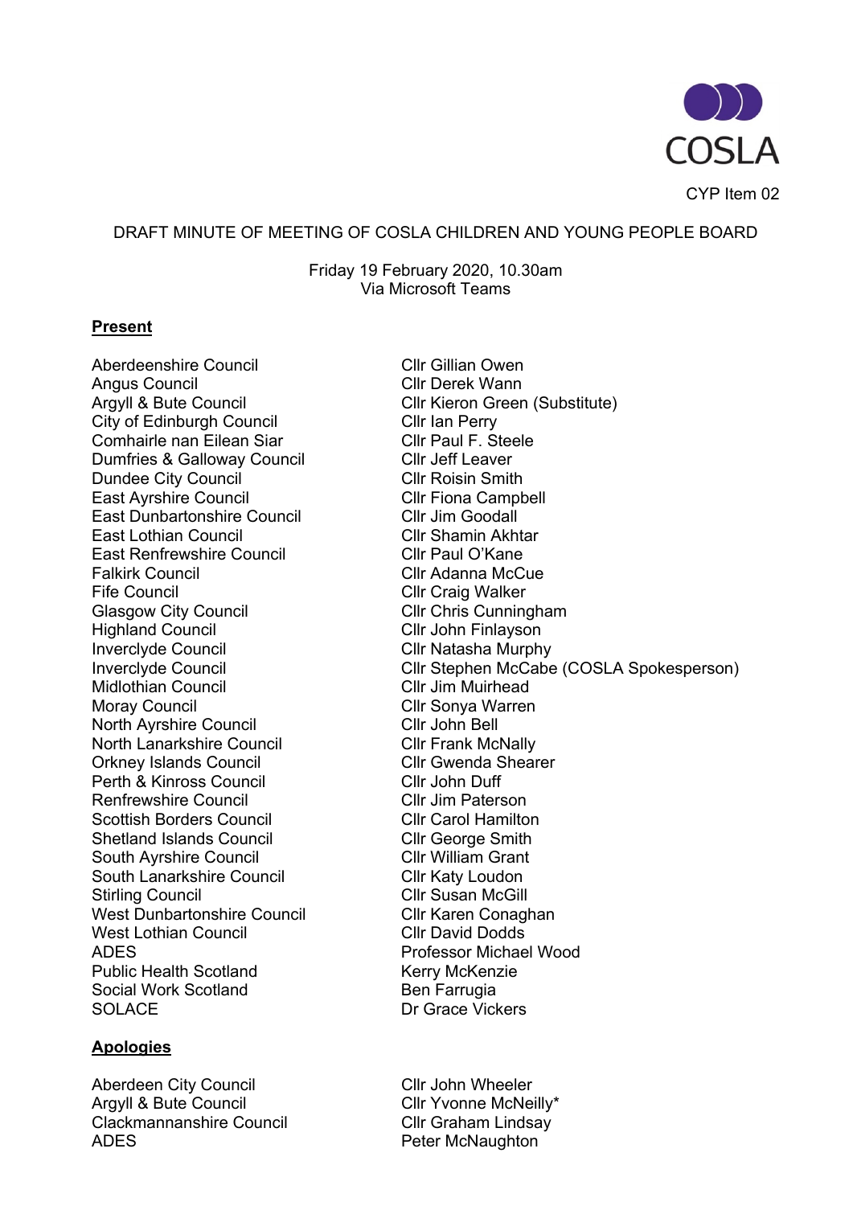COSLA

CYP Item 02

# DRAFT MINUTE OF MEETING OF COSLA CHILDREN AND YOUNG PEOPLE BOARD

Friday 19 February 2020, 10.30am
Via Microsoft Teams

## Present

| | |
|---|---|
| Aberdeenshire Council | Cllr Gillian Owen |
| Angus Council | Cllr Derek Wann |
| Argyll & Bute Council | Cllr Kieron Green (Substitute) |
| City of Edinburgh Council | Cllr Ian Perry |
| Comhairle nan Eilean Siar | Cllr Paul F. Steele |
| Dumfries & Galloway Council | Cllr Jeff Leaver |
| Dundee City Council | Cllr Roisin Smith |
| East Ayrshire Council | Cllr Fiona Campbell |
| East Dunbartonshire Council | Cllr Jim Goodall |
| East Lothian Council | Cllr Shamin Akhtar |
| East Renfrewshire Council | Cllr Paul O'Kane |
| Falkirk Council | Cllr Adanna McCue |
| Fife Council | Cllr Craig Walker |
| Glasgow City Council | Cllr Chris Cunningham |
| Highland Council | Cllr John Finlayson |
| Inverclyde Council | Cllr Natasha Murphy |
| Inverclyde Council | Cllr Stephen McCabe (COSLA Spokesperson) |
| Midlothian Council | Cllr Jim Muirhead |
| Moray Council | Cllr Sonya Warren |
| North Ayrshire Council | Cllr John Bell |
| North Lanarkshire Council | Cllr Frank McNally |
| Orkney Islands Council | Cllr Gwenda Shearer |
| Perth & Kinross Council | Cllr John Duff |
| Renfrewshire Council | Cllr Jim Paterson |
| Scottish Borders Council | Cllr Carol Hamilton |
| Shetland Islands Council | Cllr George Smith |
| South Ayrshire Council | Cllr William Grant |
| South Lanarkshire Council | Cllr Katy Loudon |
| Stirling Council | Cllr Susan McGill |
| West Dunbartonshire Council | Cllr Karen Conaghan |
| West Lothian Council | Cllr David Dodds |
| ADES | Professor Michael Wood |
| Public Health Scotland | Kerry McKenzie |
| Social Work Scotland | Ben Farrugia |
| SOLACE | Dr Grace Vickers |

## Apologies

| | |
|---|---|
| Aberdeen City Council | Cllr John Wheeler |
| Argyll & Bute Council | Cllr Yvonne McNeilly* |
| Clackmannanshire Council | Cllr Graham Lindsay |
| ADES | Peter McNaughton |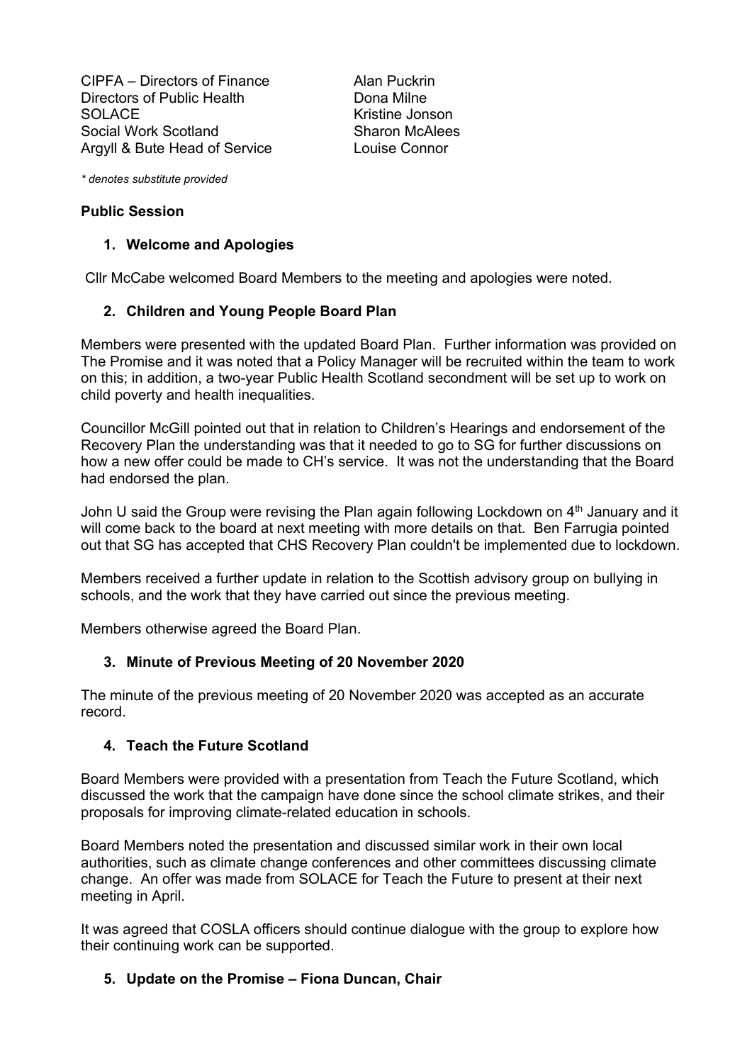| | |
|---|---|
| CIPFA – Directors of Finance | Alan Puckrin |
| Directors of Public Health | Dona Milne |
| SOLACE | Kristine Jonson |
| Social Work Scotland | Sharon McAlees |
| Argyll & Bute Head of Service | Louise Connor |

*\* denotes substitute provided*

**Public Session**

1. **Welcome and Apologies**

Cllr McCabe welcomed Board Members to the meeting and apologies were noted.

2. **Children and Young People Board Plan**

Members were presented with the updated Board Plan. Further information was provided on The Promise and it was noted that a Policy Manager will be recruited within the team to work on this; in addition, a two-year Public Health Scotland secondment will be set up to work on child poverty and health inequalities.

Councillor McGill pointed out that in relation to Children's Hearings and endorsement of the Recovery Plan the understanding was that it needed to go to SG for further discussions on how a new offer could be made to CH's service. It was not the understanding that the Board had endorsed the plan.

John U said the Group were revising the Plan again following Lockdown on 4th January and it will come back to the board at next meeting with more details on that. Ben Farrugia pointed out that SG has accepted that CHS Recovery Plan couldn't be implemented due to lockdown.

Members received a further update in relation to the Scottish advisory group on bullying in schools, and the work that they have carried out since the previous meeting.

Members otherwise agreed the Board Plan.

3. **Minute of Previous Meeting of 20 November 2020**

The minute of the previous meeting of 20 November 2020 was accepted as an accurate record.

4. **Teach the Future Scotland**

Board Members were provided with a presentation from Teach the Future Scotland, which discussed the work that the campaign have done since the school climate strikes, and their proposals for improving climate-related education in schools.

Board Members noted the presentation and discussed similar work in their own local authorities, such as climate change conferences and other committees discussing climate change. An offer was made from SOLACE for Teach the Future to present at their next meeting in April.

It was agreed that COSLA officers should continue dialogue with the group to explore how their continuing work can be supported.

5. **Update on the Promise – Fiona Duncan, Chair**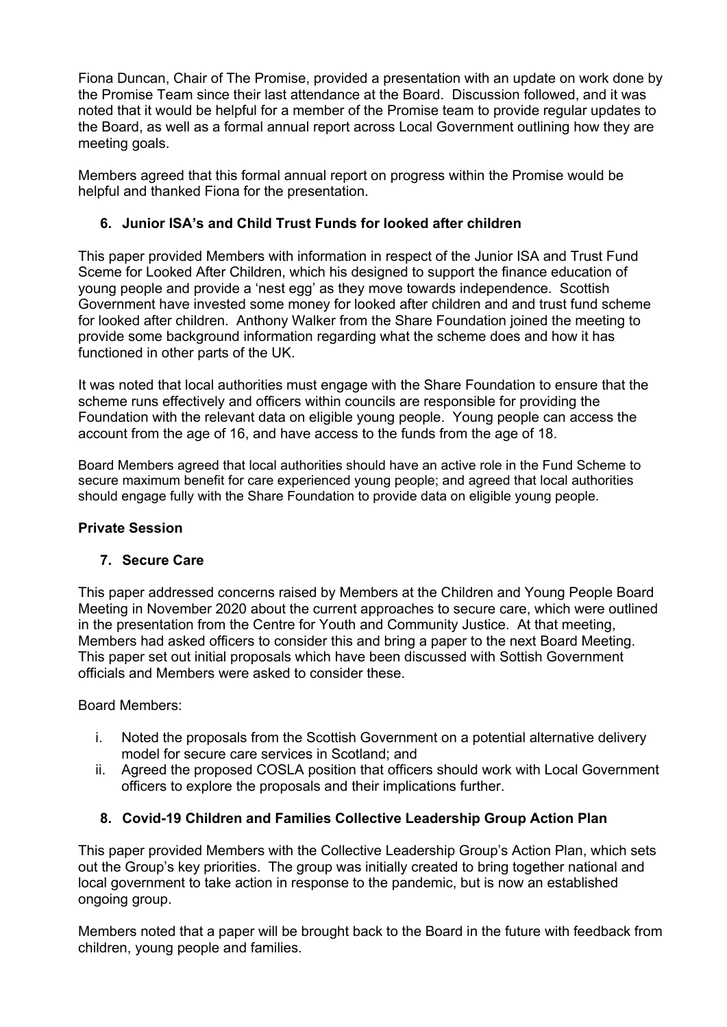Fiona Duncan, Chair of The Promise, provided a presentation with an update on work done by the Promise Team since their last attendance at the Board. Discussion followed, and it was noted that it would be helpful for a member of the Promise team to provide regular updates to the Board, as well as a formal annual report across Local Government outlining how they are meeting goals.

Members agreed that this formal annual report on progress within the Promise would be helpful and thanked Fiona for the presentation.

## 6. Junior ISA's and Child Trust Funds for looked after children

This paper provided Members with information in respect of the Junior ISA and Trust Fund Sceme for Looked After Children, which his designed to support the finance education of young people and provide a 'nest egg' as they move towards independence. Scottish Government have invested some money for looked after children and and trust fund scheme for looked after children. Anthony Walker from the Share Foundation joined the meeting to provide some background information regarding what the scheme does and how it has functioned in other parts of the UK.

It was noted that local authorities must engage with the Share Foundation to ensure that the scheme runs effectively and officers within councils are responsible for providing the Foundation with the relevant data on eligible young people. Young people can access the account from the age of 16, and have access to the funds from the age of 18.

Board Members agreed that local authorities should have an active role in the Fund Scheme to secure maximum benefit for care experienced young people; and agreed that local authorities should engage fully with the Share Foundation to provide data on eligible young people.

**Private Session**

## 7. Secure Care

This paper addressed concerns raised by Members at the Children and Young People Board Meeting in November 2020 about the current approaches to secure care, which were outlined in the presentation from the Centre for Youth and Community Justice. At that meeting, Members had asked officers to consider this and bring a paper to the next Board Meeting. This paper set out initial proposals which have been discussed with Sottish Government officials and Members were asked to consider these.

Board Members:

i. Noted the proposals from the Scottish Government on a potential alternative delivery model for secure care services in Scotland; and
ii. Agreed the proposed COSLA position that officers should work with Local Government officers to explore the proposals and their implications further.

## 8. Covid-19 Children and Families Collective Leadership Group Action Plan

This paper provided Members with the Collective Leadership Group's Action Plan, which sets out the Group's key priorities. The group was initially created to bring together national and local government to take action in response to the pandemic, but is now an established ongoing group.

Members noted that a paper will be brought back to the Board in the future with feedback from children, young people and families.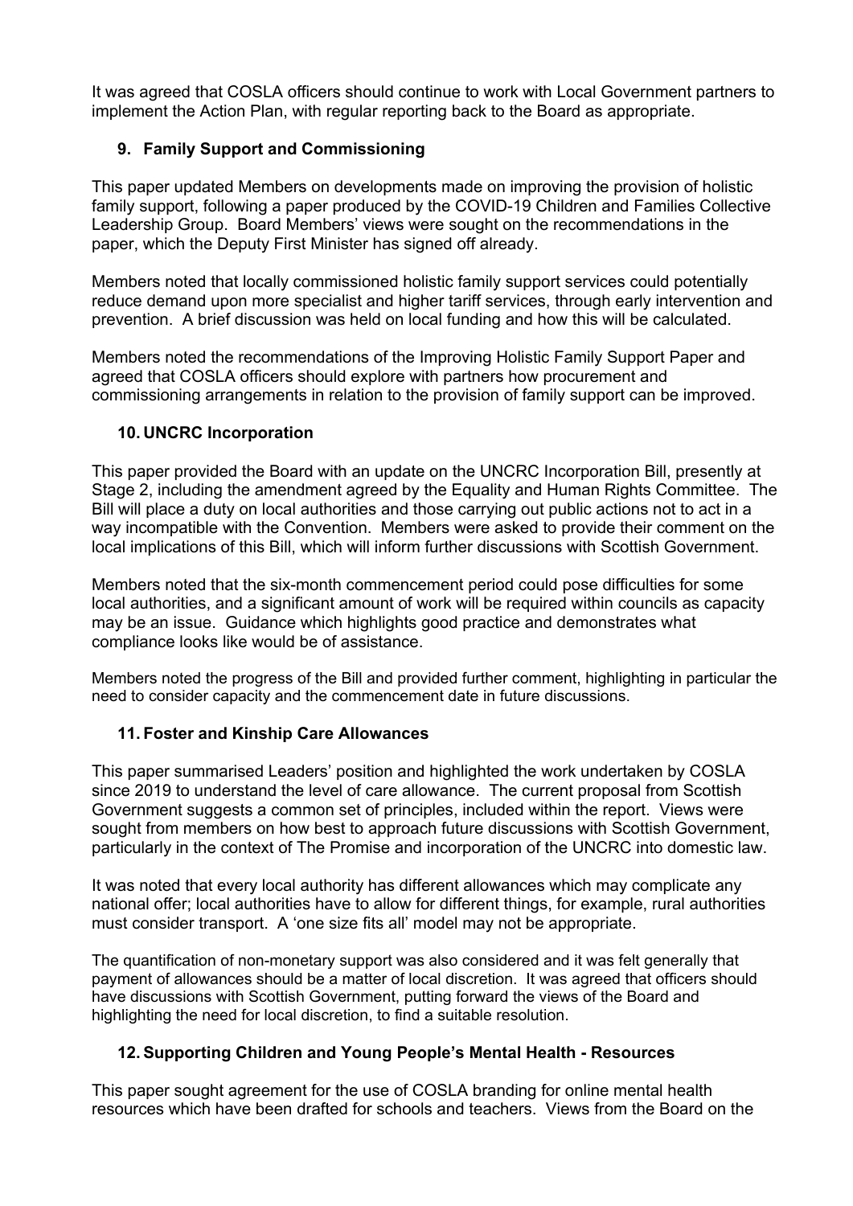It was agreed that COSLA officers should continue to work with Local Government partners to implement the Action Plan, with regular reporting back to the Board as appropriate.

### 9. Family Support and Commissioning

This paper updated Members on developments made on improving the provision of holistic family support, following a paper produced by the COVID-19 Children and Families Collective Leadership Group. Board Members' views were sought on the recommendations in the paper, which the Deputy First Minister has signed off already.

Members noted that locally commissioned holistic family support services could potentially reduce demand upon more specialist and higher tariff services, through early intervention and prevention. A brief discussion was held on local funding and how this will be calculated.

Members noted the recommendations of the Improving Holistic Family Support Paper and agreed that COSLA officers should explore with partners how procurement and commissioning arrangements in relation to the provision of family support can be improved.

### 10. UNCRC Incorporation

This paper provided the Board with an update on the UNCRC Incorporation Bill, presently at Stage 2, including the amendment agreed by the Equality and Human Rights Committee. The Bill will place a duty on local authorities and those carrying out public actions not to act in a way incompatible with the Convention. Members were asked to provide their comment on the local implications of this Bill, which will inform further discussions with Scottish Government.

Members noted that the six-month commencement period could pose difficulties for some local authorities, and a significant amount of work will be required within councils as capacity may be an issue. Guidance which highlights good practice and demonstrates what compliance looks like would be of assistance.

Members noted the progress of the Bill and provided further comment, highlighting in particular the need to consider capacity and the commencement date in future discussions.

### 11. Foster and Kinship Care Allowances

This paper summarised Leaders' position and highlighted the work undertaken by COSLA since 2019 to understand the level of care allowance. The current proposal from Scottish Government suggests a common set of principles, included within the report. Views were sought from members on how best to approach future discussions with Scottish Government, particularly in the context of The Promise and incorporation of the UNCRC into domestic law.

It was noted that every local authority has different allowances which may complicate any national offer; local authorities have to allow for different things, for example, rural authorities must consider transport. A 'one size fits all' model may not be appropriate.

The quantification of non-monetary support was also considered and it was felt generally that payment of allowances should be a matter of local discretion. It was agreed that officers should have discussions with Scottish Government, putting forward the views of the Board and highlighting the need for local discretion, to find a suitable resolution.

### 12. Supporting Children and Young People's Mental Health - Resources

This paper sought agreement for the use of COSLA branding for online mental health resources which have been drafted for schools and teachers. Views from the Board on the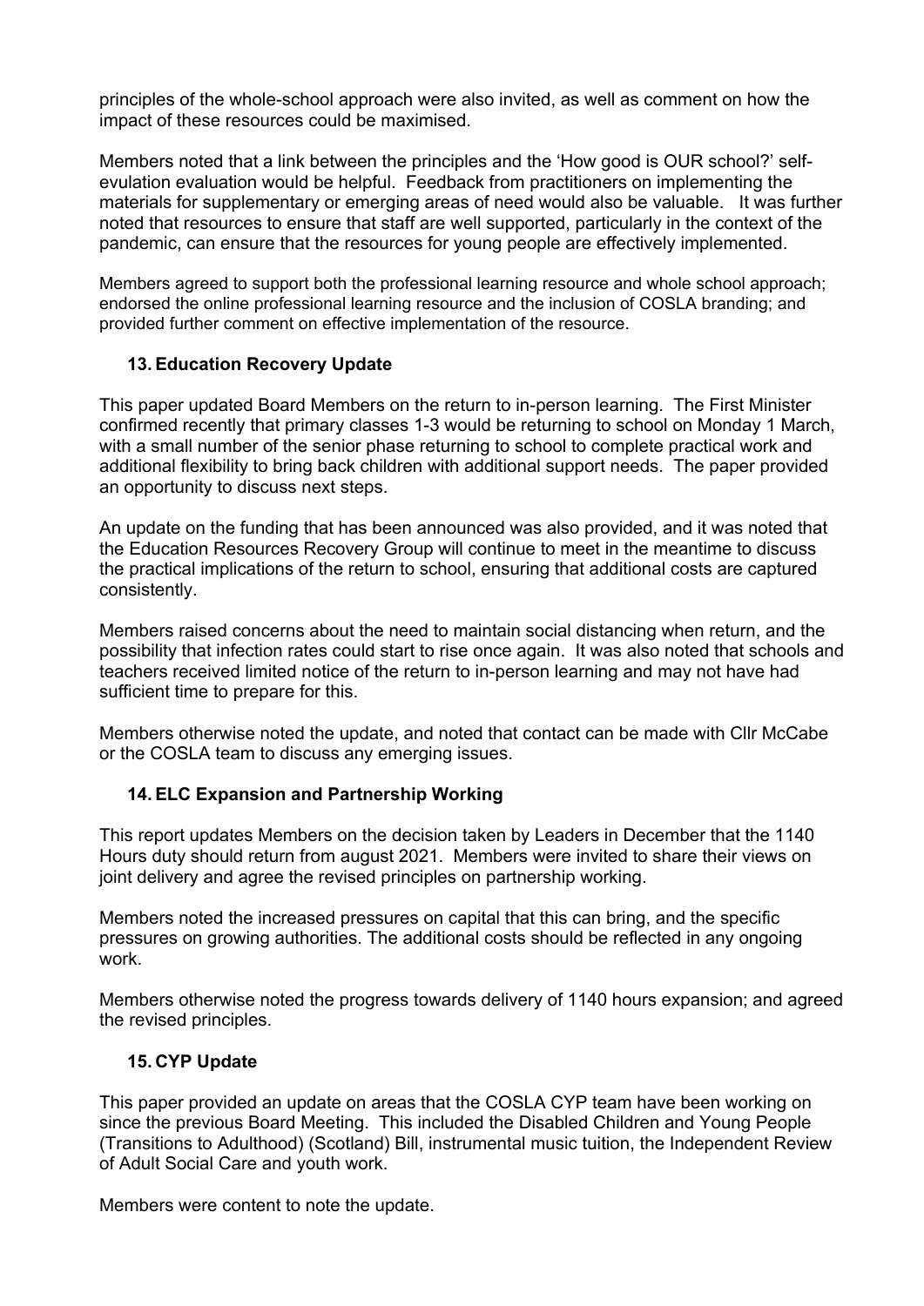principles of the whole-school approach were also invited, as well as comment on how the impact of these resources could be maximised.

Members noted that a link between the principles and the 'How good is OUR school?' self-evulation evaluation would be helpful. Feedback from practitioners on implementing the materials for supplementary or emerging areas of need would also be valuable. It was further noted that resources to ensure that staff are well supported, particularly in the context of the pandemic, can ensure that the resources for young people are effectively implemented.

Members agreed to support both the professional learning resource and whole school approach; endorsed the online professional learning resource and the inclusion of COSLA branding; and provided further comment on effective implementation of the resource.

### 13. Education Recovery Update

This paper updated Board Members on the return to in-person learning. The First Minister confirmed recently that primary classes 1-3 would be returning to school on Monday 1 March, with a small number of the senior phase returning to school to complete practical work and additional flexibility to bring back children with additional support needs. The paper provided an opportunity to discuss next steps.

An update on the funding that has been announced was also provided, and it was noted that the Education Resources Recovery Group will continue to meet in the meantime to discuss the practical implications of the return to school, ensuring that additional costs are captured consistently.

Members raised concerns about the need to maintain social distancing when return, and the possibility that infection rates could start to rise once again. It was also noted that schools and teachers received limited notice of the return to in-person learning and may not have had sufficient time to prepare for this.

Members otherwise noted the update, and noted that contact can be made with Cllr McCabe or the COSLA team to discuss any emerging issues.

### 14. ELC Expansion and Partnership Working

This report updates Members on the decision taken by Leaders in December that the 1140 Hours duty should return from august 2021. Members were invited to share their views on joint delivery and agree the revised principles on partnership working.

Members noted the increased pressures on capital that this can bring, and the specific pressures on growing authorities. The additional costs should be reflected in any ongoing work.

Members otherwise noted the progress towards delivery of 1140 hours expansion; and agreed the revised principles.

### 15. CYP Update

This paper provided an update on areas that the COSLA CYP team have been working on since the previous Board Meeting. This included the Disabled Children and Young People (Transitions to Adulthood) (Scotland) Bill, instrumental music tuition, the Independent Review of Adult Social Care and youth work.

Members were content to note the update.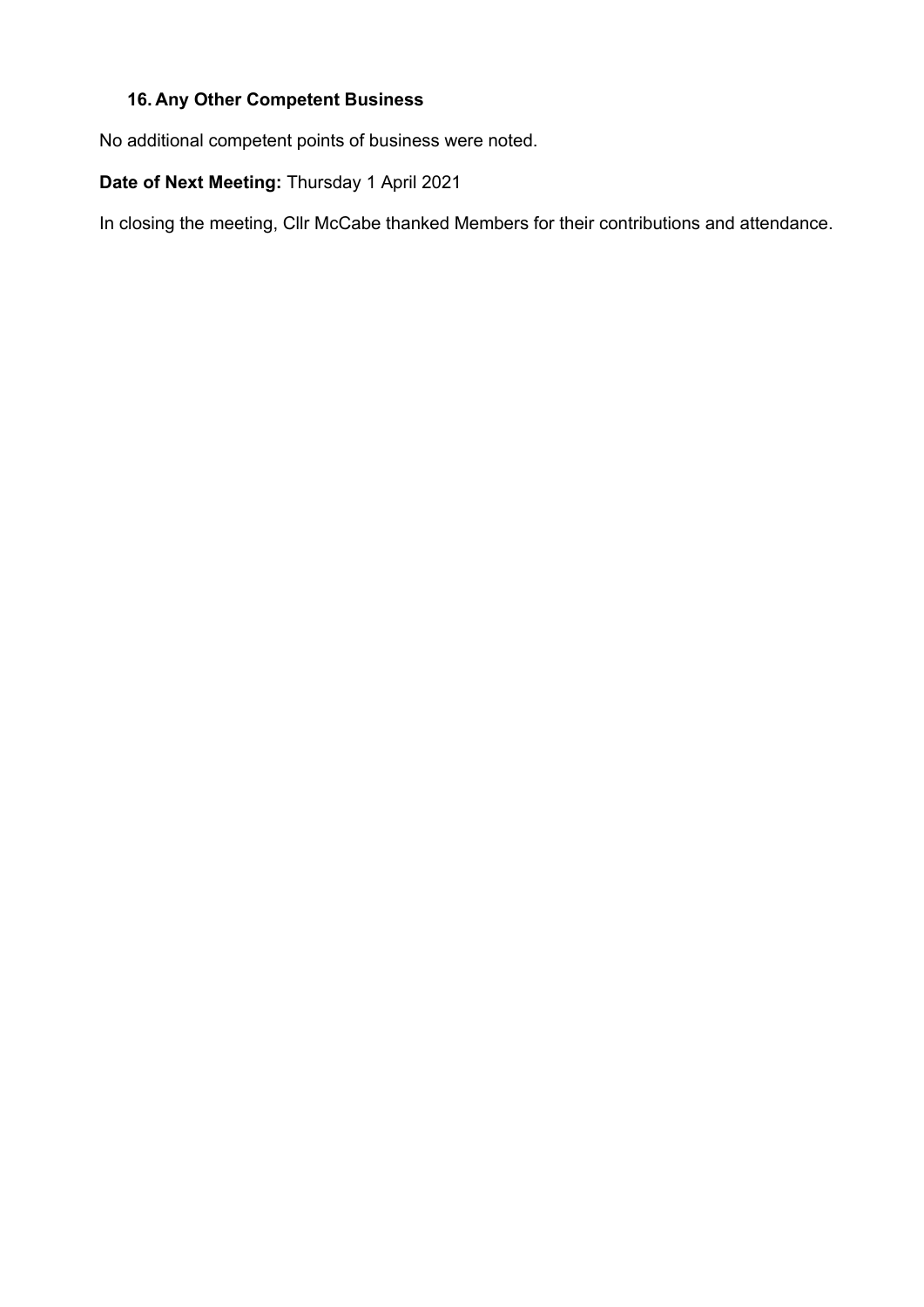### 16. Any Other Competent Business

No additional competent points of business were noted.

**Date of Next Meeting:** Thursday 1 April 2021

In closing the meeting, Cllr McCabe thanked Members for their contributions and attendance.